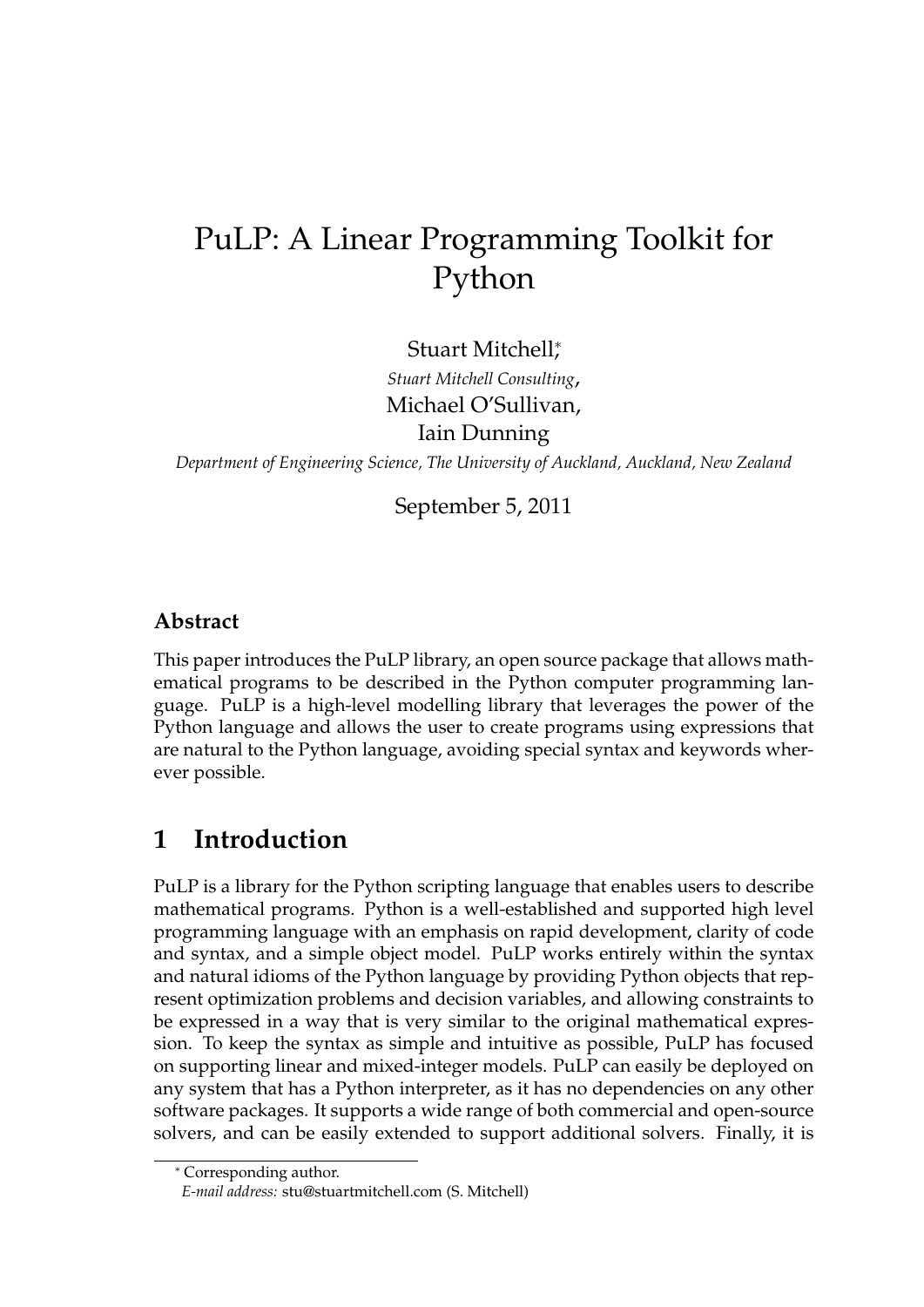# PuLP: A Linear Programming Toolkit for Python

Stuart Mitchell,[*]

*Stuart Mitchell Consulting*,

Michael O'Sullivan,

Iain Dunning

*Department of Engineering Science, The University of Auckland, Auckland, New Zealand*

September 5, 2011

## Abstract

This paper introduces the PuLP library, an open source package that allows mathematical programs to be described in the Python computer programming language. PuLP is a high-level modelling library that leverages the power of the Python language and allows the user to create programs using expressions that are natural to the Python language, avoiding special syntax and keywords wherever possible.

## 1 Introduction

PuLP is a library for the Python scripting language that enables users to describe mathematical programs. Python is a well-established and supported high level programming language with an emphasis on rapid development, clarity of code and syntax, and a simple object model. PuLP works entirely within the syntax and natural idioms of the Python language by providing Python objects that represent optimization problems and decision variables, and allowing constraints to be expressed in a way that is very similar to the original mathematical expression. To keep the syntax as simple and intuitive as possible, PuLP has focused on supporting linear and mixed-integer models. PuLP can easily be deployed on any system that has a Python interpreter, as it has no dependencies on any other software packages. It supports a wide range of both commercial and open-source solvers, and can be easily extended to support additional solvers. Finally, it is

[*] Corresponding author.
*E-mail address:* stu@stuartmitchell.com (S. Mitchell)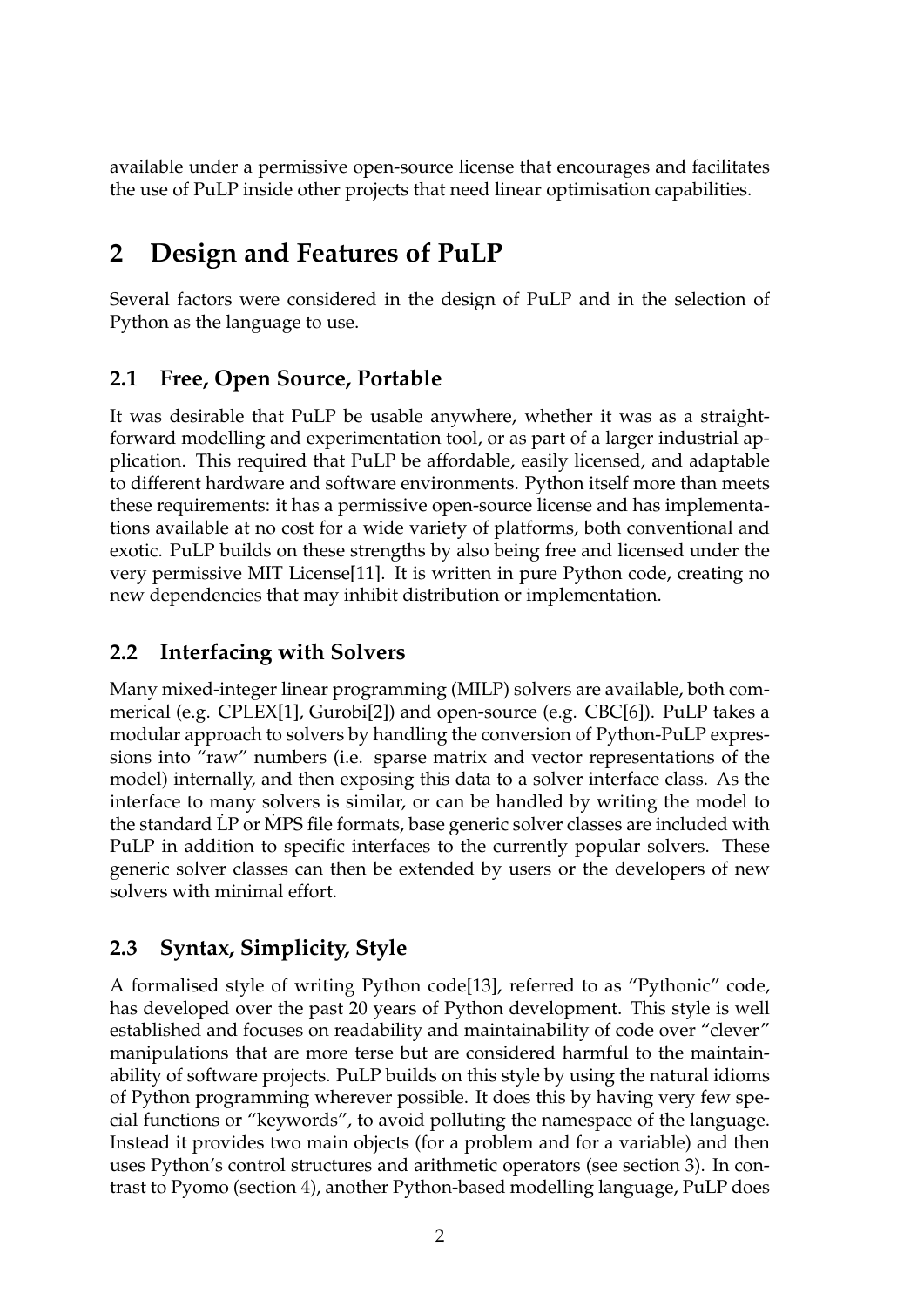available under a permissive open-source license that encourages and facilitates the use of PuLP inside other projects that need linear optimisation capabilities.

## 2 Design and Features of PuLP

Several factors were considered in the design of PuLP and in the selection of Python as the language to use.

### 2.1 Free, Open Source, Portable

It was desirable that PuLP be usable anywhere, whether it was as a straightforward modelling and experimentation tool, or as part of a larger industrial application. This required that PuLP be affordable, easily licensed, and adaptable to different hardware and software environments. Python itself more than meets these requirements: it has a permissive open-source license and has implementations available at no cost for a wide variety of platforms, both conventional and exotic. PuLP builds on these strengths by also being free and licensed under the very permissive MIT License[11]. It is written in pure Python code, creating no new dependencies that may inhibit distribution or implementation.

### 2.2 Interfacing with Solvers

Many mixed-integer linear programming (MILP) solvers are available, both commerical (e.g. CPLEX[1], Gurobi[2]) and open-source (e.g. CBC[6]). PuLP takes a modular approach to solvers by handling the conversion of Python-PuLP expressions into "raw" numbers (i.e. sparse matrix and vector representations of the model) internally, and then exposing this data to a solver interface class. As the interface to many solvers is similar, or can be handled by writing the model to the standard LP or MPS file formats, base generic solver classes are included with PuLP in addition to specific interfaces to the currently popular solvers. These generic solver classes can then be extended by users or the developers of new solvers with minimal effort.

### 2.3 Syntax, Simplicity, Style

A formalised style of writing Python code[13], referred to as "Pythonic" code, has developed over the past 20 years of Python development. This style is well established and focuses on readability and maintainability of code over "clever" manipulations that are more terse but are considered harmful to the maintainability of software projects. PuLP builds on this style by using the natural idioms of Python programming wherever possible. It does this by having very few special functions or "keywords", to avoid polluting the namespace of the language. Instead it provides two main objects (for a problem and for a variable) and then uses Python's control structures and arithmetic operators (see section 3). In contrast to Pyomo (section 4), another Python-based modelling language, PuLP does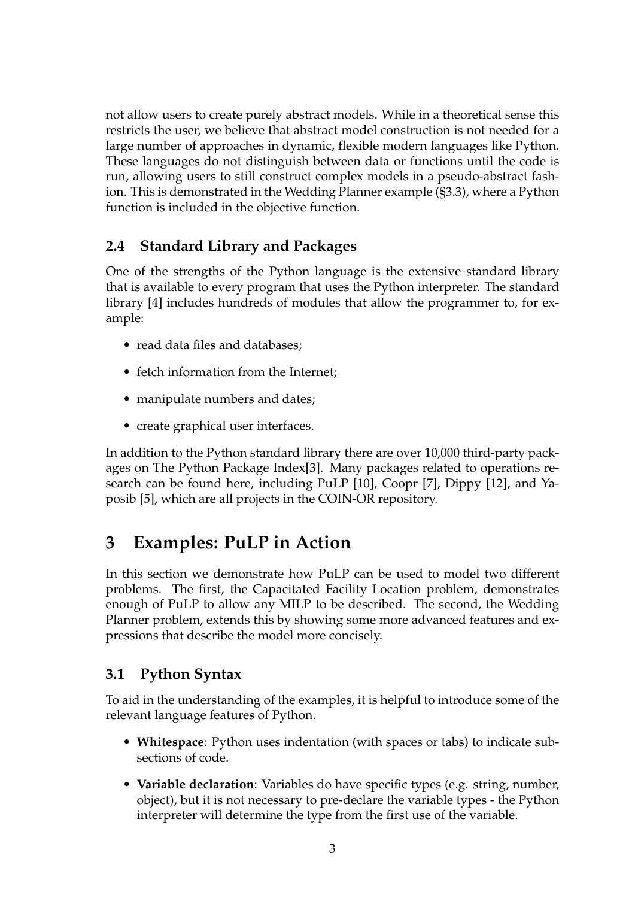not allow users to create purely abstract models. While in a theoretical sense this restricts the user, we believe that abstract model construction is not needed for a large number of approaches in dynamic, flexible modern languages like Python. These languages do not distinguish between data or functions until the code is run, allowing users to still construct complex models in a pseudo-abstract fashion. This is demonstrated in the Wedding Planner example (§3.3), where a Python function is included in the objective function.

### 2.4 Standard Library and Packages

One of the strengths of the Python language is the extensive standard library that is available to every program that uses the Python interpreter. The standard library [4] includes hundreds of modules that allow the programmer to, for example:

- read data files and databases;
- fetch information from the Internet;
- manipulate numbers and dates;
- create graphical user interfaces.

In addition to the Python standard library there are over 10,000 third-party packages on The Python Package Index[3]. Many packages related to operations research can be found here, including PuLP [10], Coopr [7], Dippy [12], and Yaposib [5], which are all projects in the COIN-OR repository.

## 3 Examples: PuLP in Action

In this section we demonstrate how PuLP can be used to model two different problems. The first, the Capacitated Facility Location problem, demonstrates enough of PuLP to allow any MILP to be described. The second, the Wedding Planner problem, extends this by showing some more advanced features and expressions that describe the model more concisely.

### 3.1 Python Syntax

To aid in the understanding of the examples, it is helpful to introduce some of the relevant language features of Python.

- **Whitespace**: Python uses indentation (with spaces or tabs) to indicate subsections of code.
- **Variable declaration**: Variables do have specific types (e.g. string, number, object), but it is not necessary to pre-declare the variable types - the Python interpreter will determine the type from the first use of the variable.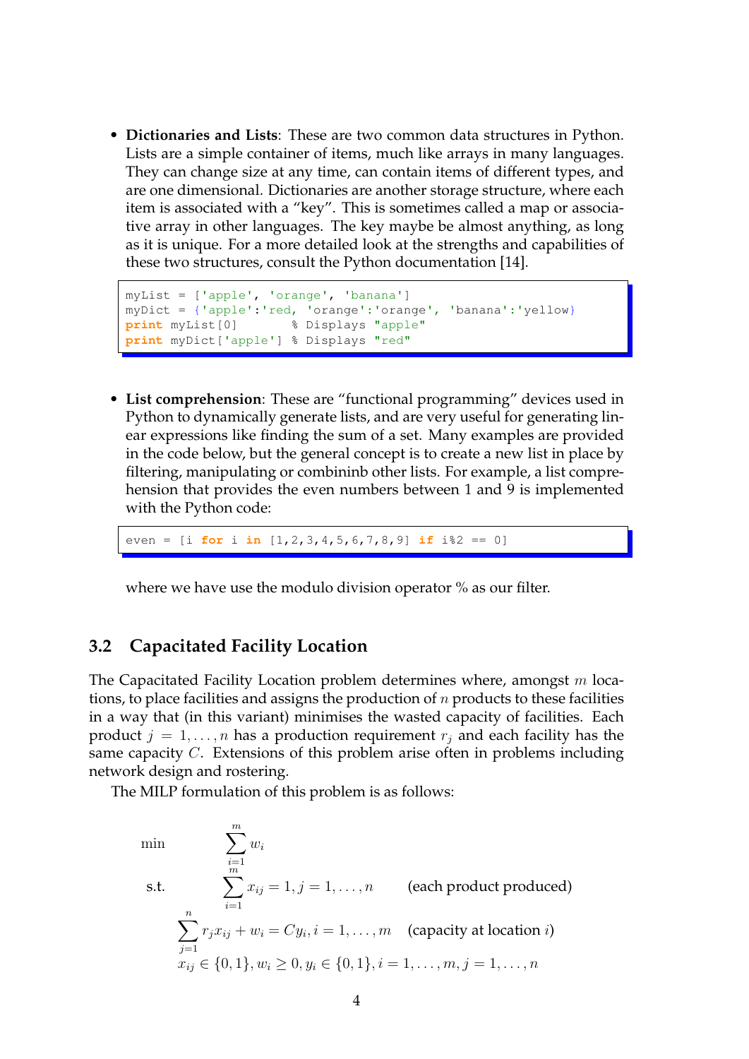- **Dictionaries and Lists**: These are two common data structures in Python. Lists are a simple container of items, much like arrays in many languages. They can change size at any time, can contain items of different types, and are one dimensional. Dictionaries are another storage structure, where each item is associated with a "key". This is sometimes called a map or associative array in other languages. The key maybe be almost anything, as long as it is unique. For a more detailed look at the strengths and capabilities of these two structures, consult the Python documentation [14].

```
myList = ['apple', 'orange', 'banana']
myDict = {'apple':'red, 'orange':'orange', 'banana':'yellow}
print myList[0]       % Displays "apple"
print myDict['apple'] % Displays "red"
```

- **List comprehension**: These are "functional programming" devices used in Python to dynamically generate lists, and are very useful for generating linear expressions like finding the sum of a set. Many examples are provided in the code below, but the general concept is to create a new list in place by filtering, manipulating or combininb other lists. For example, a list comprehension that provides the even numbers between 1 and 9 is implemented with the Python code:

```
even = [i for i in [1,2,3,4,5,6,7,8,9] if i%2 == 0]
```

  where we have use the modulo division operator % as our filter.

## 3.2 Capacitated Facility Location

The Capacitated Facility Location problem determines where, amongst $m$ locations, to place facilities and assigns the production of $n$ products to these facilities in a way that (in this variant) minimises the wasted capacity of facilities. Each product $j = 1, \ldots, n$ has a production requirement $r_j$ and each facility has the same capacity $C$. Extensions of this problem arise often in problems including network design and rostering.

The MILP formulation of this problem is as follows:

$$
\begin{aligned}
\min \quad & \sum_{i=1}^{m} w_i \\
\text{s.t.} \quad & \sum_{i=1}^{m} x_{ij} = 1, j = 1, \ldots, n && \text{(each product produced)} \\
& \sum_{j=1}^{n} r_j x_{ij} + w_i = C y_i, i = 1, \ldots, m && \text{(capacity at location } i\text{)} \\
& x_{ij} \in \{0, 1\}, w_i \geq 0, y_i \in \{0, 1\}, i = 1, \ldots, m, j = 1, \ldots, n
\end{aligned}
$$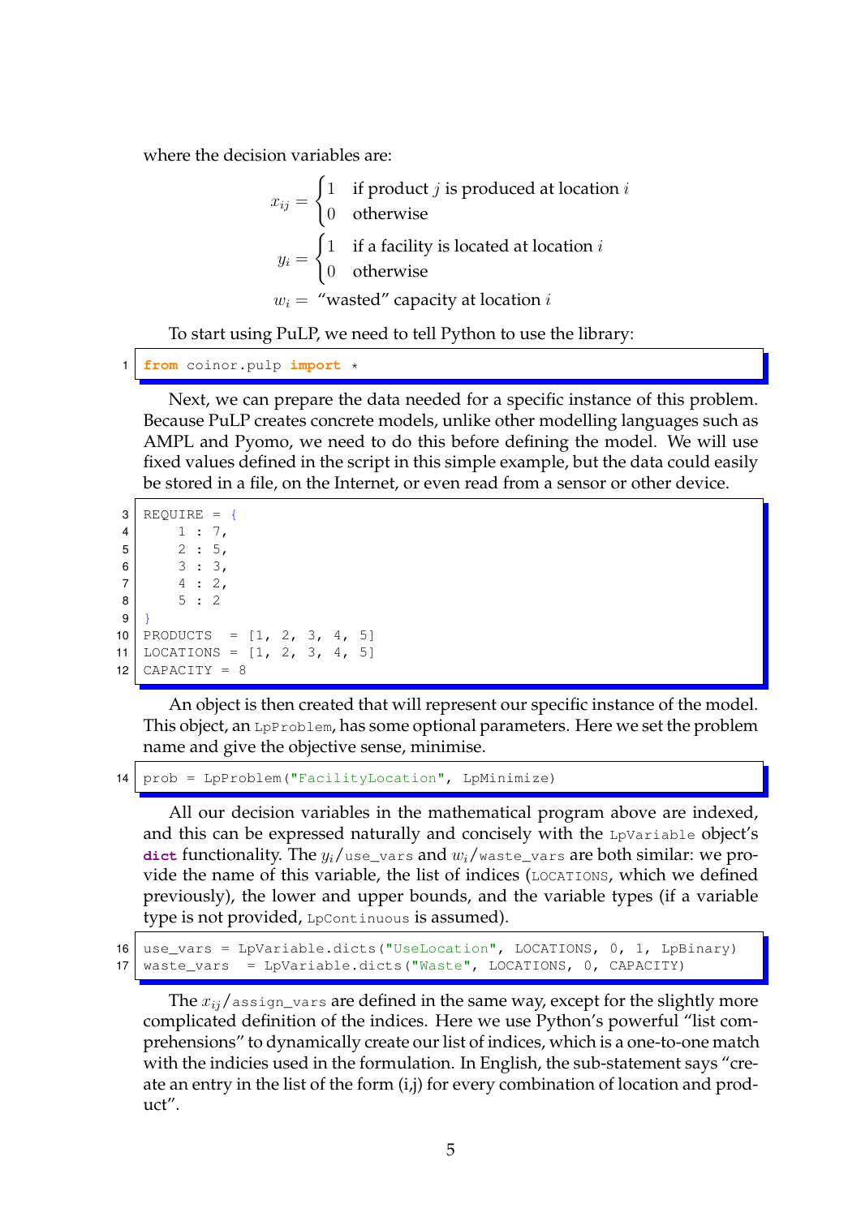where the decision variables are:

$$
\begin{aligned}
x_{ij} &= \begin{cases} 1 & \text{if product } j \text{ is produced at location } i \\ 0 & \text{otherwise} \end{cases} \\
y_i &= \begin{cases} 1 & \text{if a facility is located at location } i \\ 0 & \text{otherwise} \end{cases} \\
w_i &= \text{“wasted” capacity at location } i
\end{aligned}
$$

To start using PuLP, we need to tell Python to use the library:

```
from coinor.pulp import *
```

Next, we can prepare the data needed for a specific instance of this problem. Because PuLP creates concrete models, unlike other modelling languages such as AMPL and Pyomo, we need to do this before defining the model. We will use fixed values defined in the script in this simple example, but the data could easily be stored in a file, on the Internet, or even read from a sensor or other device.

```
REQUIRE = {
    1 : 7,
    2 : 5,
    3 : 3,
    4 : 2,
    5 : 2
}
PRODUCTS  = [1, 2, 3, 4, 5]
LOCATIONS = [1, 2, 3, 4, 5]
CAPACITY = 8
```

An object is then created that will represent our specific instance of the model. This object, an `LpProblem`, has some optional parameters. Here we set the problem name and give the objective sense, minimise.

```
prob = LpProblem("FacilityLocation", LpMinimize)
```

All our decision variables in the mathematical program above are indexed, and this can be expressed naturally and concisely with the `LpVariable` object's **dict** functionality. The $y_i$/`use_vars` and $w_i$/`waste_vars` are both similar: we provide the name of this variable, the list of indices (`LOCATIONS`, which we defined previously), the lower and upper bounds, and the variable types (if a variable type is not provided, `LpContinuous` is assumed).

```
use_vars = LpVariable.dicts("UseLocation", LOCATIONS, 0, 1, LpBinary)
waste_vars  = LpVariable.dicts("Waste", LOCATIONS, 0, CAPACITY)
```

The $x_{ij}$/`assign_vars` are defined in the same way, except for the slightly more complicated definition of the indices. Here we use Python's powerful "list comprehensions" to dynamically create our list of indices, which is a one-to-one match with the indicies used in the formulation. In English, the sub-statement says "create an entry in the list of the form (i,j) for every combination of location and product".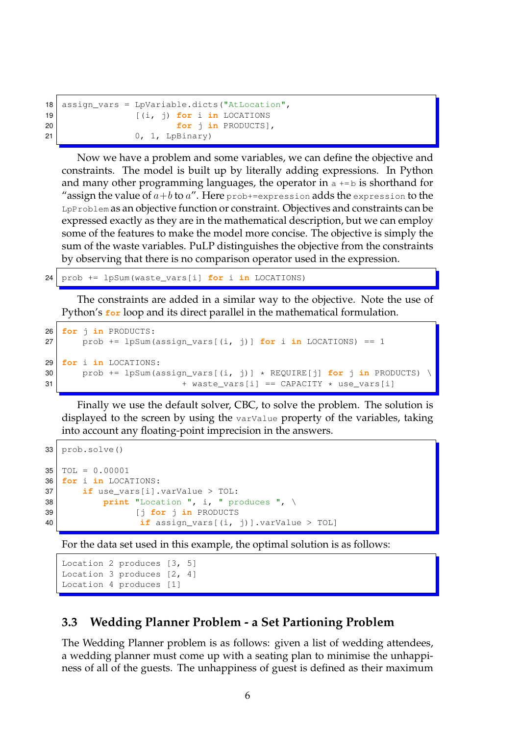```
18  assign_vars = LpVariable.dicts("AtLocation",
19                [(i, j) for i in LOCATIONS
20                        for j in PRODUCTS],
21                0, 1, LpBinary)
```

Now we have a problem and some variables, we can define the objective and constraints. The model is built up by literally adding expressions. In Python and many other programming languages, the operator in `a += b` is shorthand for "assign the value of $a+b$ to $a$". Here `prob+=expression` adds the `expression` to the `LpProblem` as an objective function or constraint. Objectives and constraints can be expressed exactly as they are in the mathematical description, but we can employ some of the features to make the model more concise. The objective is simply the sum of the waste variables. PuLP distinguishes the objective from the constraints by observing that there is no comparison operator used in the expression.

```
24  prob += lpSum(waste_vars[i] for i in LOCATIONS)
```

The constraints are added in a similar way to the objective. Note the use of Python's `for` loop and its direct parallel in the mathematical formulation.

```
26  for j in PRODUCTS:
27      prob += lpSum(assign_vars[(i, j)] for i in LOCATIONS) == 1

29  for i in LOCATIONS:
30      prob += lpSum(assign_vars[(i, j)] * REQUIRE[j] for j in PRODUCTS) \
31                   + waste_vars[i] == CAPACITY * use_vars[i]
```

Finally we use the default solver, CBC, to solve the problem. The solution is displayed to the screen by using the `varValue` property of the variables, taking into account any floating-point imprecision in the answers.

```
33  prob.solve()

35  TOL = 0.00001
36  for i in LOCATIONS:
37      if use_vars[i].varValue > TOL:
38          print "Location ", i, " produces ", \
39              [j for j in PRODUCTS
40               if assign_vars[(i, j)].varValue > TOL]
```

For the data set used in this example, the optimal solution is as follows:

```
Location 2 produces [3, 5]
Location 3 produces [2, 4]
Location 4 produces [1]
```

### 3.3 Wedding Planner Problem - a Set Partioning Problem

The Wedding Planner problem is as follows: given a list of wedding attendees, a wedding planner must come up with a seating plan to minimise the unhappiness of all of the guests. The unhappiness of guest is defined as their maximum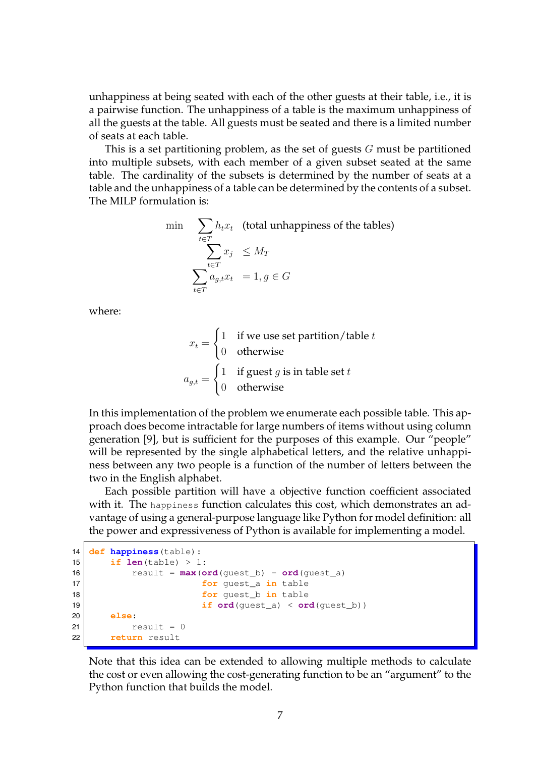unhappiness at being seated with each of the other guests at their table, i.e., it is a pairwise function. The unhappiness of a table is the maximum unhappiness of all the guests at the table. All guests must be seated and there is a limited number of seats at each table.

This is a set partitioning problem, as the set of guests $G$ must be partitioned into multiple subsets, with each member of a given subset seated at the same table. The cardinality of the subsets is determined by the number of seats at a table and the unhappiness of a table can be determined by the contents of a subset. The MILP formulation is:

$$
\begin{aligned}
\min \quad & \sum_{t \in T} h_t x_t & \text{(total unhappiness of the tables)} \\
& \sum_{t \in T} x_j & \leq M_T \\
& \sum_{t \in T} a_{g,t} x_t & = 1, g \in G
\end{aligned}
$$

where:

$$
x_t = \begin{cases} 1 & \text{if we use set partition/table } t \\ 0 & \text{otherwise} \end{cases}
$$

$$
a_{g,t} = \begin{cases} 1 & \text{if guest } g \text{ is in table set } t \\ 0 & \text{otherwise} \end{cases}
$$

In this implementation of the problem we enumerate each possible table. This approach does become intractable for large numbers of items without using column generation [9], but is sufficient for the purposes of this example. Our "people" will be represented by the single alphabetical letters, and the relative unhappiness between any two people is a function of the number of letters between the two in the English alphabet.

Each possible partition will have a objective function coefficient associated with it. The `happiness` function calculates this cost, which demonstrates an advantage of using a general-purpose language like Python for model definition: all the power and expressiveness of Python is available for implementing a model.

```
14 def happiness(table):
15     if len(table) > 1:
16         result = max(ord(guest_b) - ord(guest_a)
17                      for guest_a in table
18                      for guest_b in table
19                      if ord(guest_a) < ord(guest_b))
20     else:
21         result = 0
22     return result
```

Note that this idea can be extended to allowing multiple methods to calculate the cost or even allowing the cost-generating function to be an "argument" to the Python function that builds the model.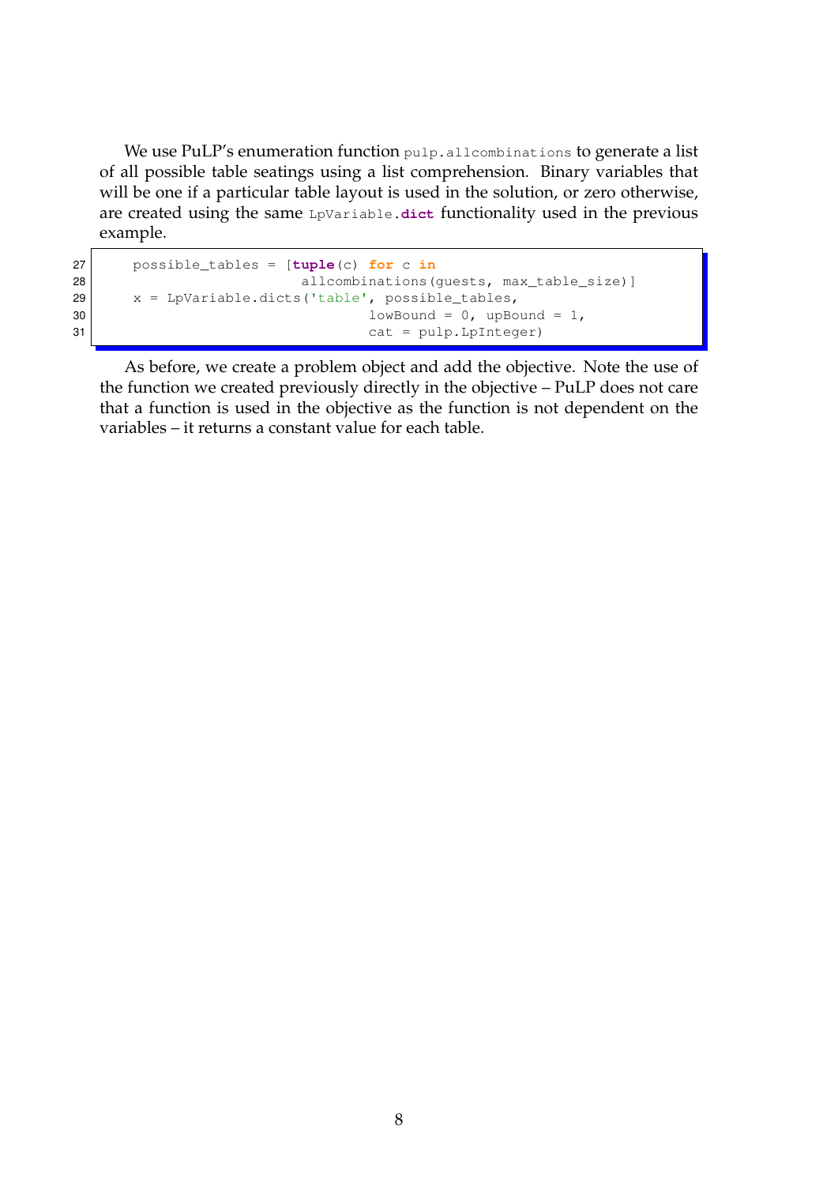We use PuLP's enumeration function `pulp.allcombinations` to generate a list of all possible table seatings using a list comprehension. Binary variables that will be one if a particular table layout is used in the solution, or zero otherwise, are created using the same `LpVariable.dict` functionality used in the previous example.

```
27     possible_tables = [tuple(c) for c in
28                        allcombinations(guests, max_table_size)]
29     x = LpVariable.dicts('table', possible_tables,
30                                 lowBound = 0, upBound = 1,
31                                 cat = pulp.LpInteger)
```

As before, we create a problem object and add the objective. Note the use of the function we created previously directly in the objective – PuLP does not care that a function is used in the objective as the function is not dependent on the variables – it returns a constant value for each table.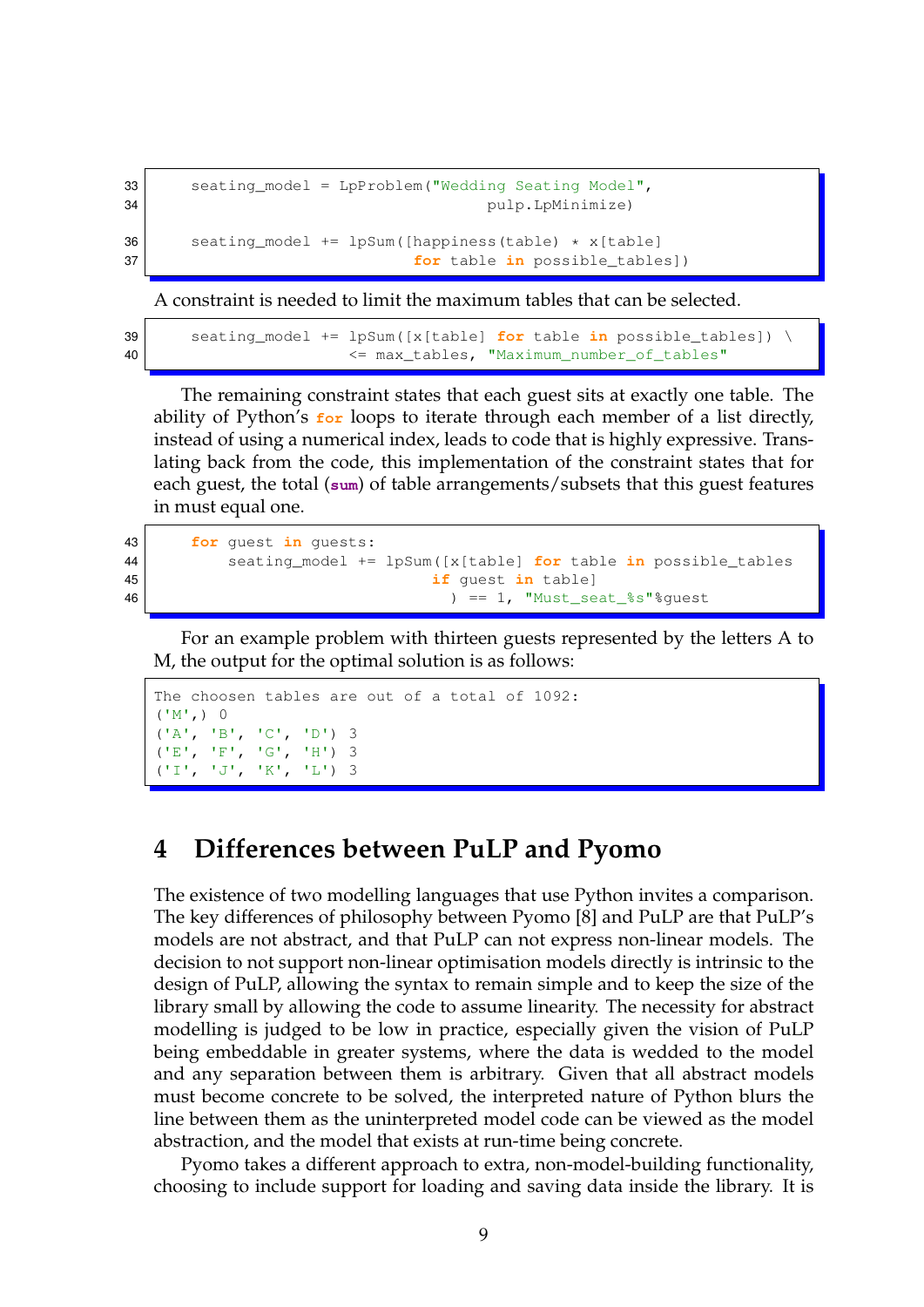```
    seating_model = LpProblem("Wedding Seating Model",
                              pulp.LpMinimize)

    seating_model += lpSum([happiness(table) * x[table]
                            for table in possible_tables])
```

A constraint is needed to limit the maximum tables that can be selected.

```
    seating_model += lpSum([x[table] for table in possible_tables]) \
                    <= max_tables, "Maximum_number_of_tables"
```

The remaining constraint states that each guest sits at exactly one table. The ability of Python's `for` loops to iterate through each member of a list directly, instead of using a numerical index, leads to code that is highly expressive. Translating back from the code, this implementation of the constraint states that for each guest, the total (`sum`) of table arrangements/subsets that this guest features in must equal one.

```
    for guest in guests:
        seating_model += lpSum([x[table] for table in possible_tables
                                if guest in table]
                               ) == 1, "Must_seat_%s"%guest
```

For an example problem with thirteen guests represented by the letters A to M, the output for the optimal solution is as follows:

```
The choosen tables are out of a total of 1092:
('M',) 0
('A', 'B', 'C', 'D') 3
('E', 'F', 'G', 'H') 3
('I', 'J', 'K', 'L') 3
```

## 4 Differences between PuLP and Pyomo

The existence of two modelling languages that use Python invites a comparison. The key differences of philosophy between Pyomo [8] and PuLP are that PuLP's models are not abstract, and that PuLP can not express non-linear models. The decision to not support non-linear optimisation models directly is intrinsic to the design of PuLP, allowing the syntax to remain simple and to keep the size of the library small by allowing the code to assume linearity. The necessity for abstract modelling is judged to be low in practice, especially given the vision of PuLP being embeddable in greater systems, where the data is wedded to the model and any separation between them is arbitrary. Given that all abstract models must become concrete to be solved, the interpreted nature of Python blurs the line between them as the uninterpreted model code can be viewed as the model abstraction, and the model that exists at run-time being concrete.

Pyomo takes a different approach to extra, non-model-building functionality, choosing to include support for loading and saving data inside the library. It is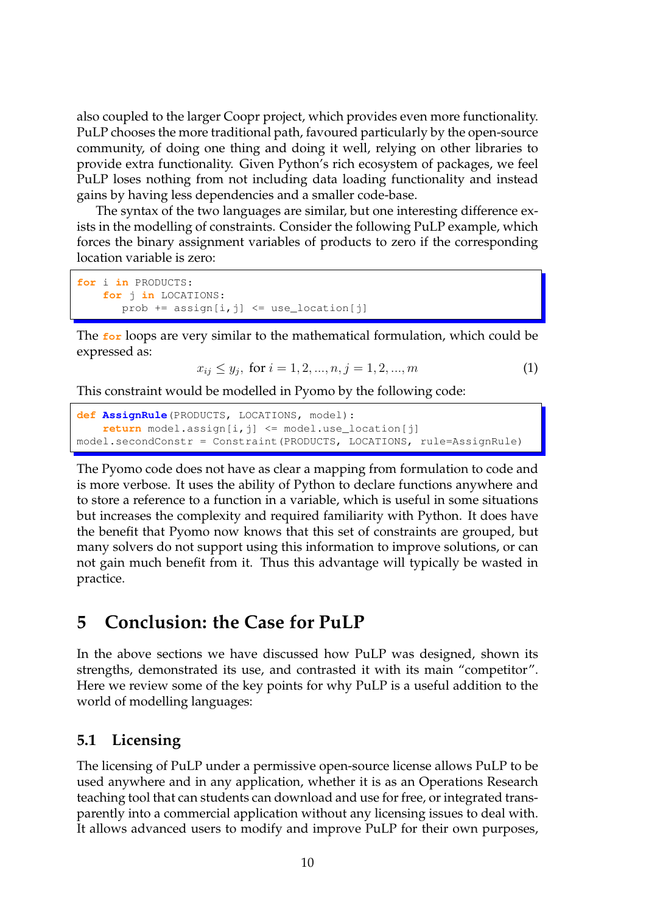also coupled to the larger Coopr project, which provides even more functionality. PuLP chooses the more traditional path, favoured particularly by the open-source community, of doing one thing and doing it well, relying on other libraries to provide extra functionality. Given Python's rich ecosystem of packages, we feel PuLP loses nothing from not including data loading functionality and instead gains by having less dependencies and a smaller code-base.

The syntax of the two languages are similar, but one interesting difference exists in the modelling of constraints. Consider the following PuLP example, which forces the binary assignment variables of products to zero if the corresponding location variable is zero:

```
for i in PRODUCTS:
    for j in LOCATIONS:
       prob += assign[i,j] <= use_location[j]
```

The `for` loops are very similar to the mathematical formulation, which could be expressed as:

$$x_{ij} \leq y_j, \text{ for } i = 1, 2, ..., n, j = 1, 2, ..., m \tag{1}$$

This constraint would be modelled in Pyomo by the following code:

```
def AssignRule(PRODUCTS, LOCATIONS, model):
    return model.assign[i,j] <= model.use_location[j]
model.secondConstr = Constraint(PRODUCTS, LOCATIONS, rule=AssignRule)
```

The Pyomo code does not have as clear a mapping from formulation to code and is more verbose. It uses the ability of Python to declare functions anywhere and to store a reference to a function in a variable, which is useful in some situations but increases the complexity and required familiarity with Python. It does have the benefit that Pyomo now knows that this set of constraints are grouped, but many solvers do not support using this information to improve solutions, or can not gain much benefit from it. Thus this advantage will typically be wasted in practice.

## 5 Conclusion: the Case for PuLP

In the above sections we have discussed how PuLP was designed, shown its strengths, demonstrated its use, and contrasted it with its main "competitor". Here we review some of the key points for why PuLP is a useful addition to the world of modelling languages:

### 5.1 Licensing

The licensing of PuLP under a permissive open-source license allows PuLP to be used anywhere and in any application, whether it is as an Operations Research teaching tool that can students can download and use for free, or integrated transparently into a commercial application without any licensing issues to deal with. It allows advanced users to modify and improve PuLP for their own purposes,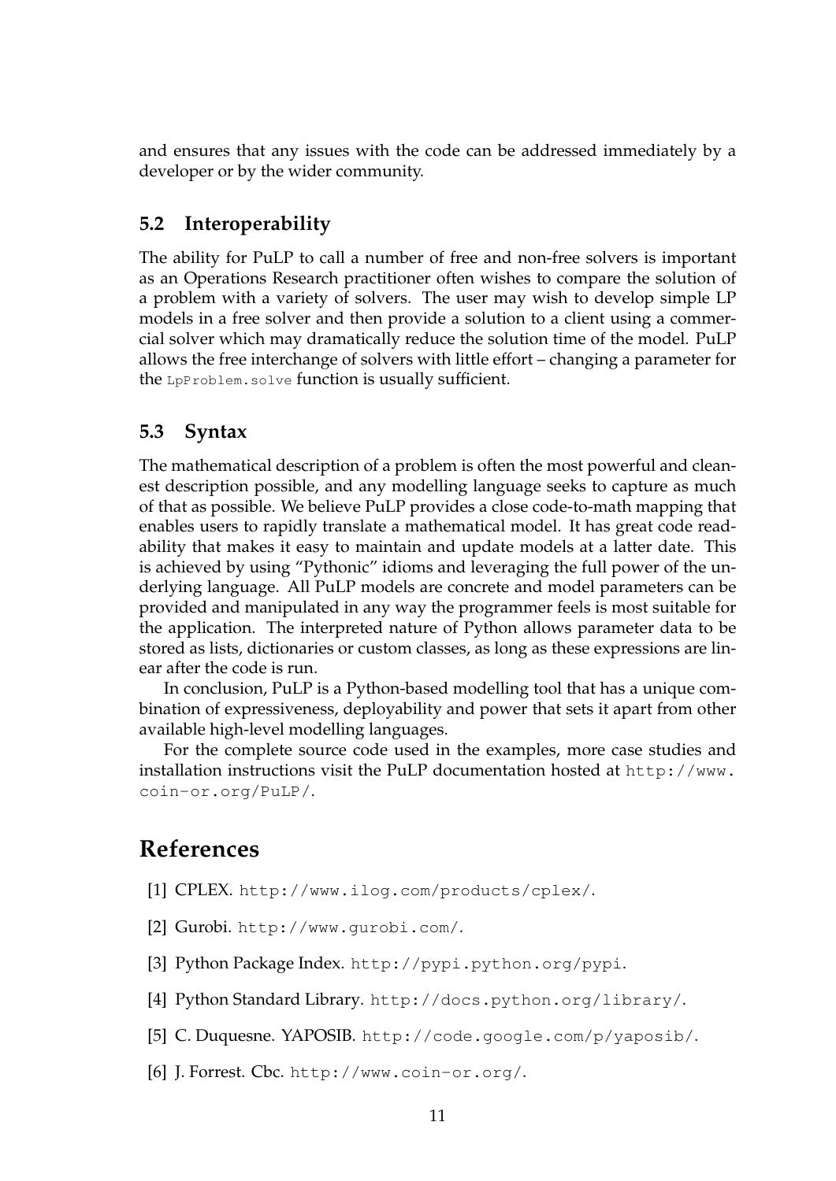and ensures that any issues with the code can be addressed immediately by a developer or by the wider community.

## 5.2 Interoperability

The ability for PuLP to call a number of free and non-free solvers is important as an Operations Research practitioner often wishes to compare the solution of a problem with a variety of solvers. The user may wish to develop simple LP models in a free solver and then provide a solution to a client using a commercial solver which may dramatically reduce the solution time of the model. PuLP allows the free interchange of solvers with little effort – changing a parameter for the `LpProblem.solve` function is usually sufficient.

## 5.3 Syntax

The mathematical description of a problem is often the most powerful and cleanest description possible, and any modelling language seeks to capture as much of that as possible. We believe PuLP provides a close code-to-math mapping that enables users to rapidly translate a mathematical model. It has great code readability that makes it easy to maintain and update models at a latter date. This is achieved by using "Pythonic" idioms and leveraging the full power of the underlying language. All PuLP models are concrete and model parameters can be provided and manipulated in any way the programmer feels is most suitable for the application. The interpreted nature of Python allows parameter data to be stored as lists, dictionaries or custom classes, as long as these expressions are linear after the code is run.

In conclusion, PuLP is a Python-based modelling tool that has a unique combination of expressiveness, deployability and power that sets it apart from other available high-level modelling languages.

For the complete source code used in the examples, more case studies and installation instructions visit the PuLP documentation hosted at `http://www.coin-or.org/PuLP/`.

# References

[1] CPLEX. `http://www.ilog.com/products/cplex/`.

[2] Gurobi. `http://www.gurobi.com/`.

[3] Python Package Index. `http://pypi.python.org/pypi`.

[4] Python Standard Library. `http://docs.python.org/library/`.

[5] C. Duquesne. YAPOSIB. `http://code.google.com/p/yaposib/`.

[6] J. Forrest. Cbc. `http://www.coin-or.org/`.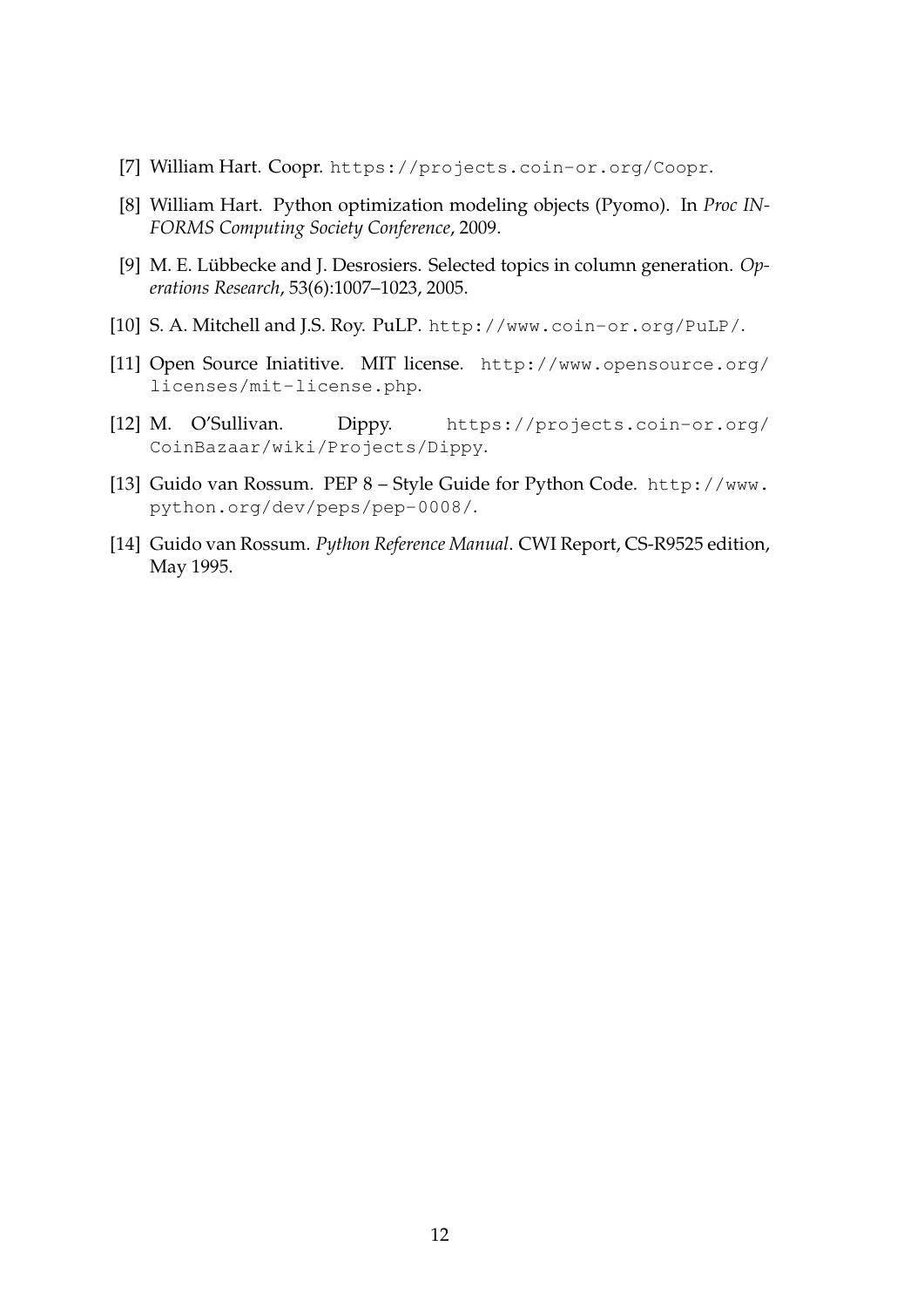[7] William Hart. Coopr. `https://projects.coin-or.org/Coopr`.

[8] William Hart. Python optimization modeling objects (Pyomo). In *Proc INFORMS Computing Society Conference*, 2009.

[9] M. E. Lübbecke and J. Desrosiers. Selected topics in column generation. *Operations Research*, 53(6):1007–1023, 2005.

[10] S. A. Mitchell and J.S. Roy. PuLP. `http://www.coin-or.org/PuLP/`.

[11] Open Source Iniatitive. MIT license. `http://www.opensource.org/licenses/mit-license.php`.

[12] M. O'Sullivan. Dippy. `https://projects.coin-or.org/CoinBazaar/wiki/Projects/Dippy`.

[13] Guido van Rossum. PEP 8 – Style Guide for Python Code. `http://www.python.org/dev/peps/pep-0008/`.

[14] Guido van Rossum. *Python Reference Manual*. CWI Report, CS-R9525 edition, May 1995.